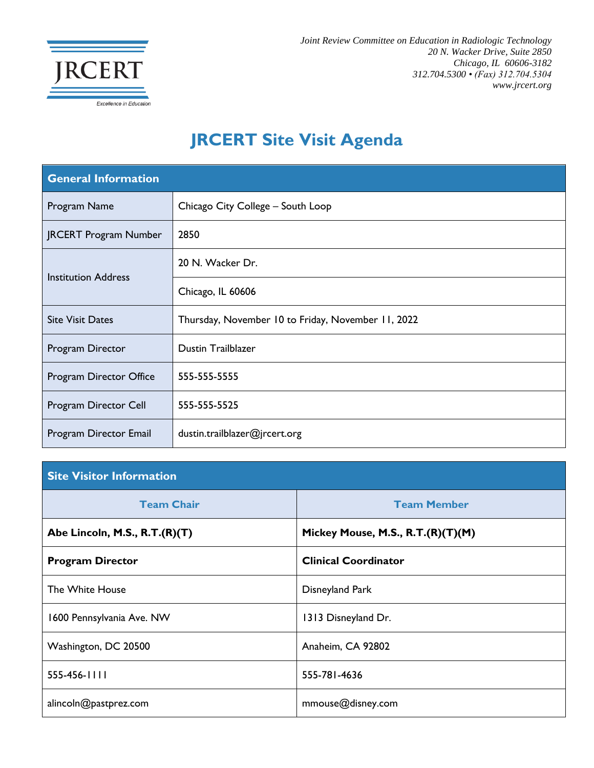*Joint Review Committee on Education in Radiologic Technology*
*20 N. Wacker Drive, Suite 2850*
*Chicago, IL 60606-3182*
*312.704.5300 • (Fax) 312.704.5304*
*www.jrcert.org*

# JRCERT Site Visit Agenda

| General Information | |
|---|---|
| Program Name | Chicago City College – South Loop |
| JRCERT Program Number | 2850 |
| Institution Address | 20 N. Wacker Dr. |
| | Chicago, IL 60606 |
| Site Visit Dates | Thursday, November 10 to Friday, November 11, 2022 |
| Program Director | Dustin Trailblazer |
| Program Director Office | 555-555-5555 |
| Program Director Cell | 555-555-5525 |
| Program Director Email | dustin.trailblazer@jrcert.org |

| Site Visitor Information | |
|---|---|
| **Team Chair** | **Team Member** |
| **Abe Lincoln, M.S., R.T.(R)(T)** | **Mickey Mouse, M.S., R.T.(R)(T)(M)** |
| **Program Director** | **Clinical Coordinator** |
| The White House | Disneyland Park |
| 1600 Pennsylvania Ave. NW | 1313 Disneyland Dr. |
| Washington, DC 20500 | Anaheim, CA 92802 |
| 555-456-1111 | 555-781-4636 |
| alincoln@pastprez.com | mmouse@disney.com |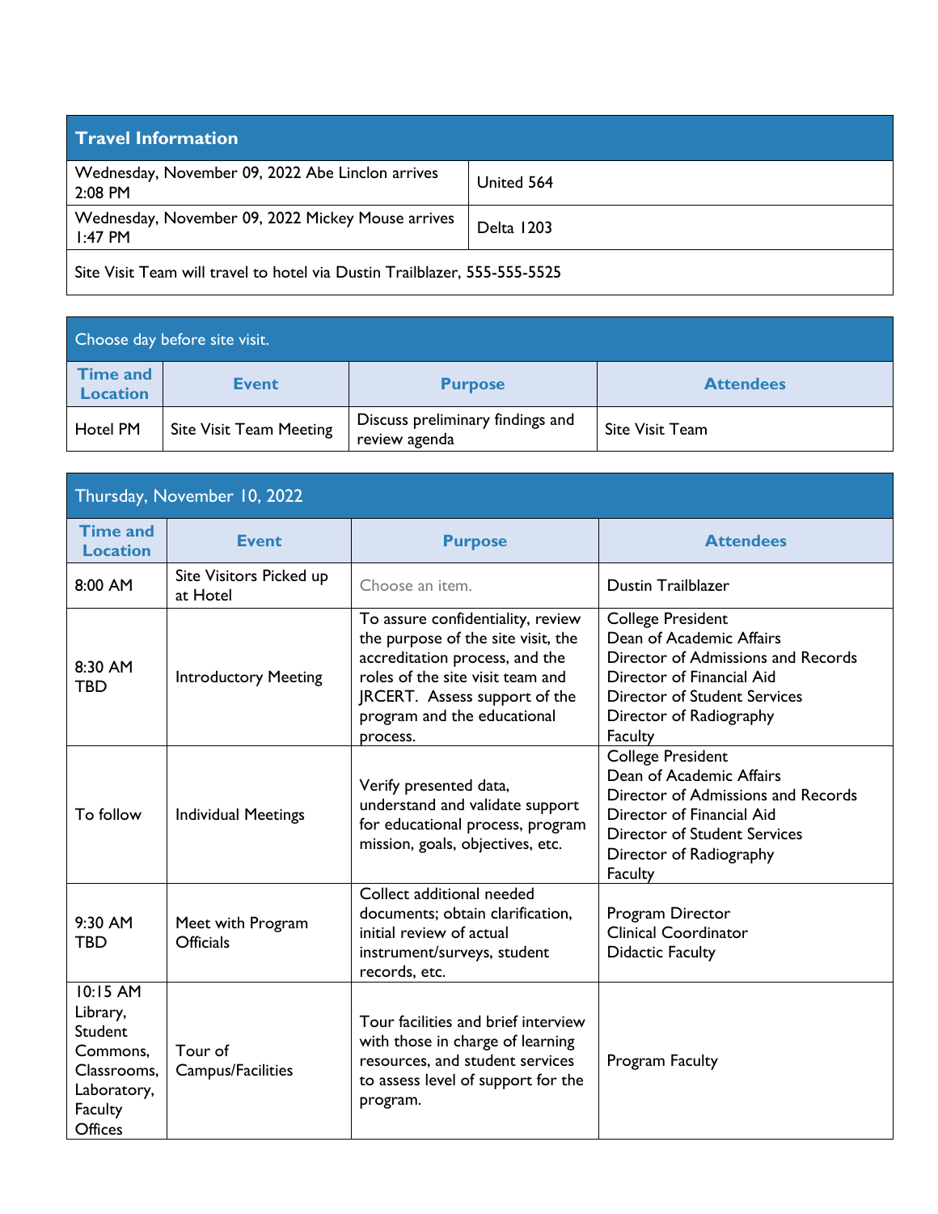| Travel Information | |
|---|---|
| Wednesday, November 09, 2022 Abe Linclon arrives 2:08 PM | United 564 |
| Wednesday, November 09, 2022 Mickey Mouse arrives 1:47 PM | Delta 1203 |
| Site Visit Team will travel to hotel via Dustin Trailblazer, 555-555-5525 | |

| Choose day before site visit. | | | |
|---|---|---|---|
| **Time and Location** | **Event** | **Purpose** | **Attendees** |
| Hotel PM | Site Visit Team Meeting | Discuss preliminary findings and review agenda | Site Visit Team |

| Thursday, November 10, 2022 | | | |
|---|---|---|---|
| **Time and Location** | **Event** | **Purpose** | **Attendees** |
| 8:00 AM | Site Visitors Picked up at Hotel | Choose an item. | Dustin Trailblazer |
| 8:30 AM TBD | Introductory Meeting | To assure confidentiality, review the purpose of the site visit, the accreditation process, and the roles of the site visit team and JRCERT. Assess support of the program and the educational process. | College President<br>Dean of Academic Affairs<br>Director of Admissions and Records<br>Director of Financial Aid<br>Director of Student Services<br>Director of Radiography<br>Faculty |
| To follow | Individual Meetings | Verify presented data, understand and validate support for educational process, program mission, goals, objectives, etc. | College President<br>Dean of Academic Affairs<br>Director of Admissions and Records<br>Director of Financial Aid<br>Director of Student Services<br>Director of Radiography<br>Faculty |
| 9:30 AM TBD | Meet with Program Officials | Collect additional needed documents; obtain clarification, initial review of actual instrument/surveys, student records, etc. | Program Director<br>Clinical Coordinator<br>Didactic Faculty |
| 10:15 AM Library, Student Commons, Classrooms, Laboratory, Faculty Offices | Tour of Campus/Facilities | Tour facilities and brief interview with those in charge of learning resources, and student services to assess level of support for the program. | Program Faculty |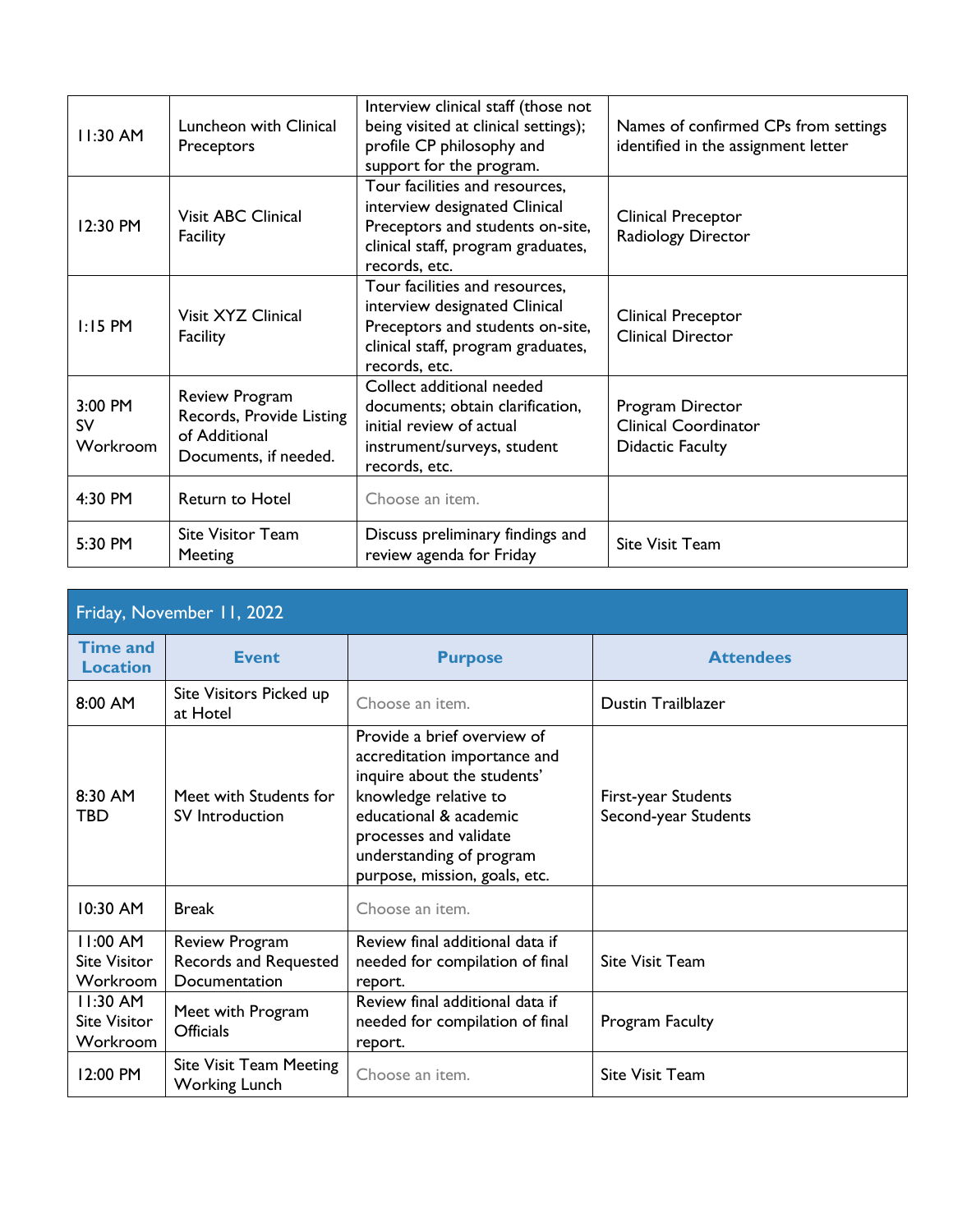| 11:30 AM | Luncheon with Clinical Preceptors | Interview clinical staff (those not being visited at clinical settings); profile CP philosophy and support for the program. | Names of confirmed CPs from settings identified in the assignment letter |
|---|---|---|---|
| 12:30 PM | Visit ABC Clinical Facility | Tour facilities and resources, interview designated Clinical Preceptors and students on-site, clinical staff, program graduates, records, etc. | Clinical Preceptor<br>Radiology Director |
| 1:15 PM | Visit XYZ Clinical Facility | Tour facilities and resources, interview designated Clinical Preceptors and students on-site, clinical staff, program graduates, records, etc. | Clinical Preceptor<br>Clinical Director |
| 3:00 PM<br>SV Workroom | Review Program Records, Provide Listing of Additional Documents, if needed. | Collect additional needed documents; obtain clarification, initial review of actual instrument/surveys, student records, etc. | Program Director<br>Clinical Coordinator<br>Didactic Faculty |
| 4:30 PM | Return to Hotel | Choose an item. | |
| 5:30 PM | Site Visitor Team Meeting | Discuss preliminary findings and review agenda for Friday | Site Visit Team |

| Friday, November 11, 2022 | | | |
|---|---|---|---|
| **Time and Location** | **Event** | **Purpose** | **Attendees** |
| 8:00 AM | Site Visitors Picked up at Hotel | Choose an item. | Dustin Trailblazer |
| 8:30 AM<br>TBD | Meet with Students for SV Introduction | Provide a brief overview of accreditation importance and inquire about the students' knowledge relative to educational & academic processes and validate understanding of program purpose, mission, goals, etc. | First-year Students<br>Second-year Students |
| 10:30 AM | Break | Choose an item. | |
| 11:00 AM<br>Site Visitor Workroom | Review Program Records and Requested Documentation | Review final additional data if needed for compilation of final report. | Site Visit Team |
| 11:30 AM<br>Site Visitor Workroom | Meet with Program Officials | Review final additional data if needed for compilation of final report. | Program Faculty |
| 12:00 PM | Site Visit Team Meeting Working Lunch | Choose an item. | Site Visit Team |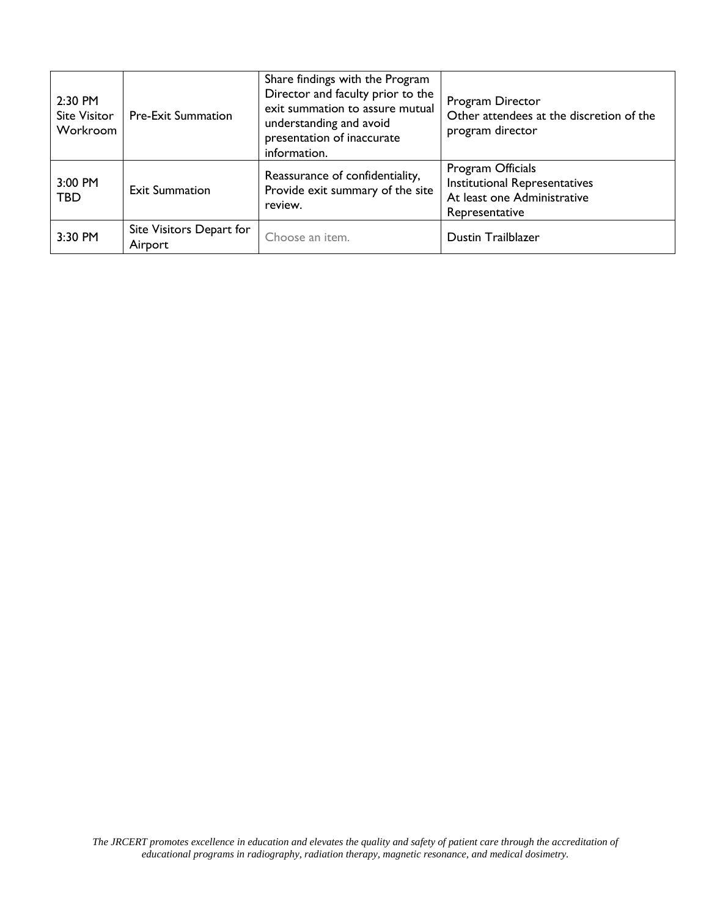| | | | |
|---|---|---|---|
| 2:30 PM Site Visitor Workroom | Pre-Exit Summation | Share findings with the Program Director and faculty prior to the exit summation to assure mutual understanding and avoid presentation of inaccurate information. | Program Director<br>Other attendees at the discretion of the program director |
| 3:00 PM TBD | Exit Summation | Reassurance of confidentiality, Provide exit summary of the site review. | Program Officials<br>Institutional Representatives<br>At least one Administrative Representative |
| 3:30 PM | Site Visitors Depart for Airport | Choose an item. | Dustin Trailblazer |

*The JRCERT promotes excellence in education and elevates the quality and safety of patient care through the accreditation of educational programs in radiography, radiation therapy, magnetic resonance, and medical dosimetry.*